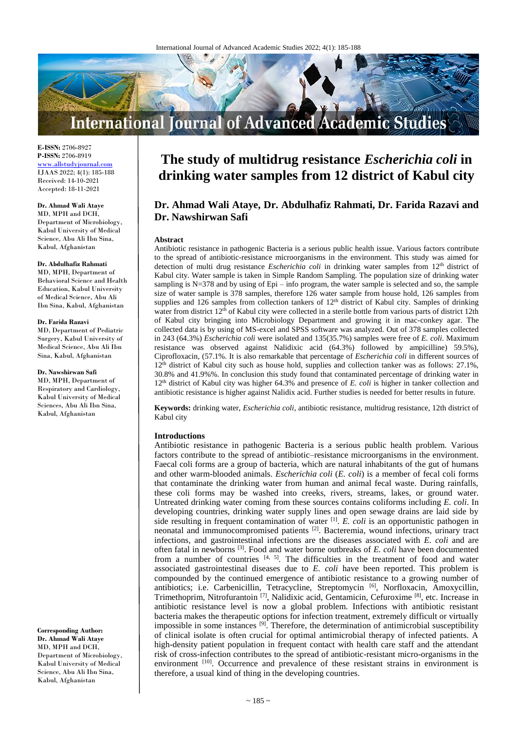# The study of multidrug resistance *Escherichia coli* in drinking water samples from 12 district of Kabul city

**Dr. Ahmad Wali Ataye, Dr. Abdulhafiz Rahmati, Dr. Farida Razavi and Dr. Nawshirwan Safi**

**E-ISSN:** 2706-8927
**P-ISSN:** 2706-8919
www.allstudyjournal.com
IJAAS 2022; 4(1): 185-188
Received: 14-10-2021
Accepted: 18-11-2021

**Dr. Ahmad Wali Ataye**
MD, MPH and DCH, Department of Microbiology, Kabul University of Medical Science, Abu Ali Ibn Sina, Kabul, Afghanistan

**Dr. Abdulhafiz Rahmati**
MD, MPH, Department of Behavioral Science and Health Education, Kabul University of Medical Science, Abu Ali Ibn Sina, Kabul, Afghanistan

**Dr. Farida Razavi**
MD, Department of Pediatric Surgery, Kabul University of Medical Science, Abu Ali Ibn Sina, Kabul, Afghanistan

**Dr. Nawshirwan Safi**
MD, MPH, Department of Respiratory and Cardiology, Kabul University of Medical Sciences, Abu Ali Ibn Sina, Kabul, Afghanistan

**Corresponding Author:**
**Dr. Ahmad Wali Ataye**
MD, MPH and DCH, Department of Microbiology, Kabul University of Medical Science, Abu Ali Ibn Sina, Kabul, Afghanistan

## Abstract

Antibiotic resistance in pathogenic Bacteria is a serious public health issue. Various factors contribute to the spread of antibiotic-resistance microorganisms in the environment. This study was aimed for detection of multi drug resistance *Escherichia coli* in drinking water samples from 12th district of Kabul city. Water sample is taken in Simple Random Sampling. The population size of drinking water sampling is N=378 and by using of Epi – info program, the water sample is selected and so, the sample size of water sample is 378 samples, therefore 126 water sample from house hold, 126 samples from supplies and 126 samples from collection tankers of 12th district of Kabul city. Samples of drinking water from district 12th of Kabul city were collected in a sterile bottle from various parts of district 12th of Kabul city bringing into Microbiology Department and growing it in mac-conkey agar. The collected data is by using of MS-excel and SPSS software was analyzed. Out of 378 samples collected in 243 (64.3%) *Escherichia coli* were isolated and 135(35.7%) samples were free of *E. coli*. Maximum resistance was observed against Nalidixic acid (64.3%) followed by ampicilline) 59.5%), Ciprofloxacin, (57.1%. It is also remarkable that percentage of *Escherichia coli* in different sources of 12th district of Kabul city such as house hold, supplies and collection tanker was as follows: 27.1%, 30.8% and 41.9%%. In conclusion this study found that contaminated percentage of drinking water in 12th district of Kabul city was higher 64.3% and presence of *E. coli* is higher in tanker collection and antibiotic resistance is higher against Nalidix acid. Further studies is needed for better results in future.

**Keywords:** drinking water, *Escherichia coli*, antibiotic resistance, multidrug resistance, 12th district of Kabul city

## Introductions

Antibiotic resistance in pathogenic Bacteria is a serious public health problem. Various factors contribute to the spread of antibiotic–resistance microorganisms in the environment. Faecal coli forms are a group of bacteria, which are natural inhabitants of the gut of humans and other warm-blooded animals. *Escherichia coli* (*E. coli*) is a member of fecal coli forms that contaminate the drinking water from human and animal fecal waste. During rainfalls, these coli forms may be washed into creeks, rivers, streams, lakes, or ground water. Untreated drinking water coming from these sources contains coliforms including *E. coli*. In developing countries, drinking water supply lines and open sewage drains are laid side by side resulting in frequent contamination of water [1]. *E. coli* is an opportunistic pathogen in neonatal and immunocompromised patients [2]. Bacteremia, wound infections, urinary tract infections, and gastrointestinal infections are the diseases associated with *E. coli* and are often fatal in newborns [3]. Food and water borne outbreaks of *E. coli* have been documented from a number of countries [4, 5]. The difficulties in the treatment of food and water associated gastrointestinal diseases due to *E. coli* have been reported. This problem is compounded by the continued emergence of antibiotic resistance to a growing number of antibiotics; i.e. Carbenicillin, Tetracycline, Streptomycin [6], Norfloxacin, Amoxycillin, Trimethoprim, Nitrofurantoin [7], Nalidixic acid, Gentamicin, Cefuroxime [8], etc. Increase in antibiotic resistance level is now a global problem. Infections with antibiotic resistant bacteria makes the therapeutic options for infection treatment, extremely difficult or virtually impossible in some instances [9]. Therefore, the determination of antimicrobial susceptibility of clinical isolate is often crucial for optimal antimicrobial therapy of infected patients. A high-density patient population in frequent contact with health care staff and the attendant risk of cross-infection contributes to the spread of antibiotic-resistant micro-organisms in the environment [10]. Occurrence and prevalence of these resistant strains in environment is therefore, a usual kind of thing in the developing countries.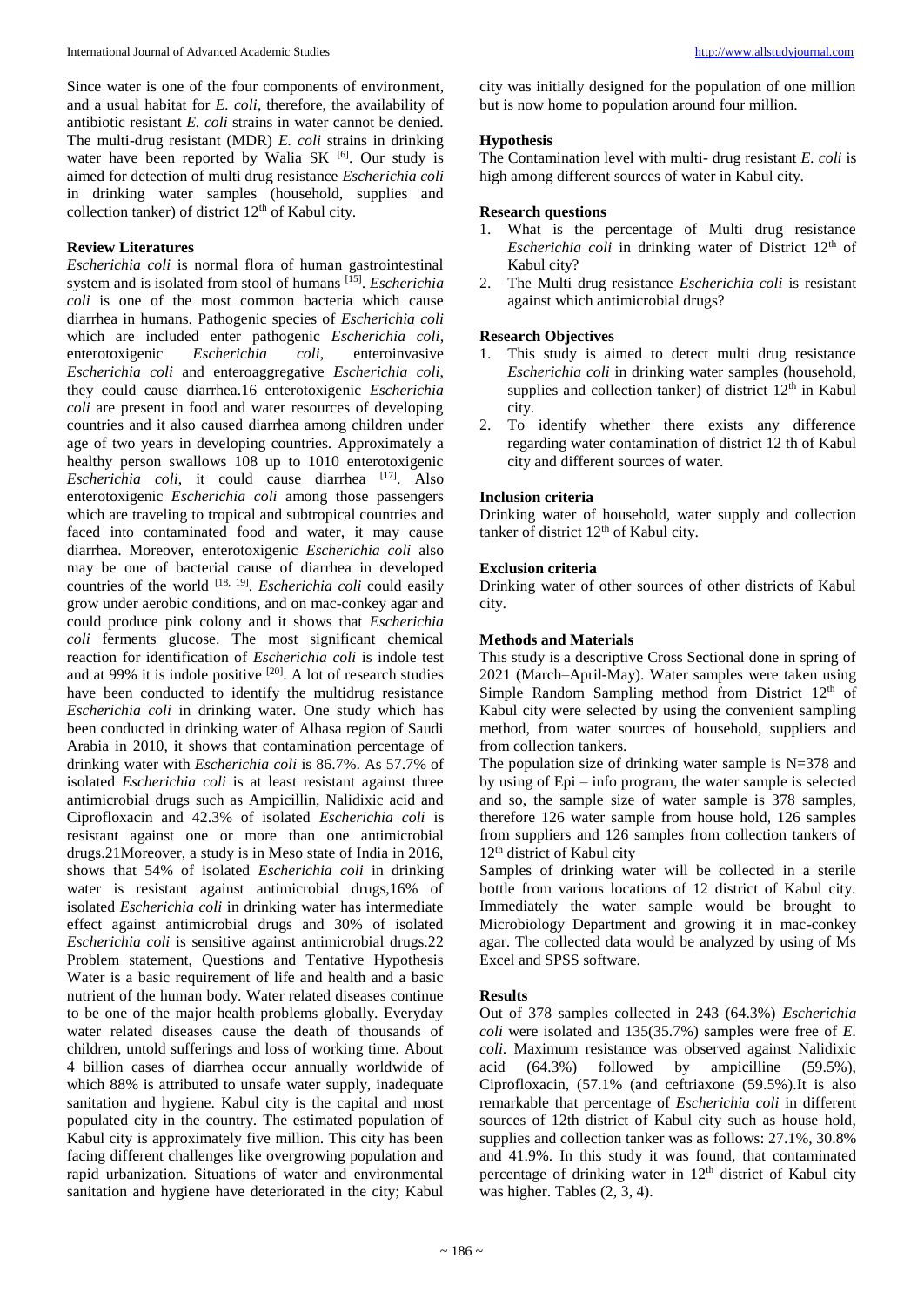Since water is one of the four components of environment, and a usual habitat for *E. coli*, therefore, the availability of antibiotic resistant *E. coli* strains in water cannot be denied. The multi-drug resistant (MDR) *E. coli* strains in drinking water have been reported by Walia SK [6]. Our study is aimed for detection of multi drug resistance *Escherichia coli* in drinking water samples (household, supplies and collection tanker) of district 12th of Kabul city.

### Review Literatures

*Escherichia coli* is normal flora of human gastrointestinal system and is isolated from stool of humans [15]. *Escherichia coli* is one of the most common bacteria which cause diarrhea in humans. Pathogenic species of *Escherichia coli* which are included enter pathogenic *Escherichia coli*, enterotoxigenic *Escherichia coli*, enteroinvasive *Escherichia coli* and enteroaggregative *Escherichia coli*, they could cause diarrhea.16 enterotoxigenic *Escherichia coli* are present in food and water resources of developing countries and it also caused diarrhea among children under age of two years in developing countries. Approximately a healthy person swallows 108 up to 1010 enterotoxigenic *Escherichia coli*, it could cause diarrhea [17]. Also enterotoxigenic *Escherichia coli* among those passengers which are traveling to tropical and subtropical countries and faced into contaminated food and water, it may cause diarrhea. Moreover, enterotoxigenic *Escherichia coli* also may be one of bacterial cause of diarrhea in developed countries of the world [18, 19]. *Escherichia coli* could easily grow under aerobic conditions, and on mac-conkey agar and could produce pink colony and it shows that *Escherichia coli* ferments glucose. The most significant chemical reaction for identification of *Escherichia coli* is indole test and at 99% it is indole positive [20]. A lot of research studies have been conducted to identify the multidrug resistance *Escherichia coli* in drinking water. One study which has been conducted in drinking water of Alhasa region of Saudi Arabia in 2010, it shows that contamination percentage of drinking water with *Escherichia coli* is 86.7%. As 57.7% of isolated *Escherichia coli* is at least resistant against three antimicrobial drugs such as Ampicillin, Nalidixic acid and Ciprofloxacin and 42.3% of isolated *Escherichia coli* is resistant against one or more than one antimicrobial drugs.21Moreover, a study is in Meso state of India in 2016, shows that 54% of isolated *Escherichia coli* in drinking water is resistant against antimicrobial drugs,16% of isolated *Escherichia coli* in drinking water has intermediate effect against antimicrobial drugs and 30% of isolated *Escherichia coli* is sensitive against antimicrobial drugs.22 Problem statement, Questions and Tentative Hypothesis Water is a basic requirement of life and health and a basic nutrient of the human body. Water related diseases continue to be one of the major health problems globally. Everyday water related diseases cause the death of thousands of children, untold sufferings and loss of working time. About 4 billion cases of diarrhea occur annually worldwide of which 88% is attributed to unsafe water supply, inadequate sanitation and hygiene. Kabul city is the capital and most populated city in the country. The estimated population of Kabul city is approximately five million. This city has been facing different challenges like overgrowing population and rapid urbanization. Situations of water and environmental sanitation and hygiene have deteriorated in the city; Kabul city was initially designed for the population of one million but is now home to population around four million.

### Hypothesis

The Contamination level with multi- drug resistant *E. coli* is high among different sources of water in Kabul city.

### Research questions

1. What is the percentage of Multi drug resistance *Escherichia coli* in drinking water of District 12th of Kabul city?
2. The Multi drug resistance *Escherichia coli* is resistant against which antimicrobial drugs?

### Research Objectives

1. This study is aimed to detect multi drug resistance *Escherichia coli* in drinking water samples (household, supplies and collection tanker) of district 12th in Kabul city.
2. To identify whether there exists any difference regarding water contamination of district 12 th of Kabul city and different sources of water.

### Inclusion criteria

Drinking water of household, water supply and collection tanker of district 12th of Kabul city.

### Exclusion criteria

Drinking water of other sources of other districts of Kabul city.

### Methods and Materials

This study is a descriptive Cross Sectional done in spring of 2021 (March–April-May). Water samples were taken using Simple Random Sampling method from District 12th of Kabul city were selected by using the convenient sampling method, from water sources of household, suppliers and from collection tankers.

The population size of drinking water sample is N=378 and by using of Epi – info program, the water sample is selected and so, the sample size of water sample is 378 samples, therefore 126 water sample from house hold, 126 samples from suppliers and 126 samples from collection tankers of 12th district of Kabul city

Samples of drinking water will be collected in a sterile bottle from various locations of 12 district of Kabul city. Immediately the water sample would be brought to Microbiology Department and growing it in mac-conkey agar. The collected data would be analyzed by using of Ms Excel and SPSS software.

### Results

Out of 378 samples collected in 243 (64.3%) *Escherichia coli* were isolated and 135(35.7%) samples were free of *E. coli.* Maximum resistance was observed against Nalidixic acid (64.3%) followed by ampicilline (59.5%), Ciprofloxacin, (57.1% (and ceftriaxone (59.5%).It is also remarkable that percentage of *Escherichia coli* in different sources of 12th district of Kabul city such as house hold, supplies and collection tanker was as follows: 27.1%, 30.8% and 41.9%. In this study it was found, that contaminated percentage of drinking water in 12th district of Kabul city was higher. Tables (2, 3, 4).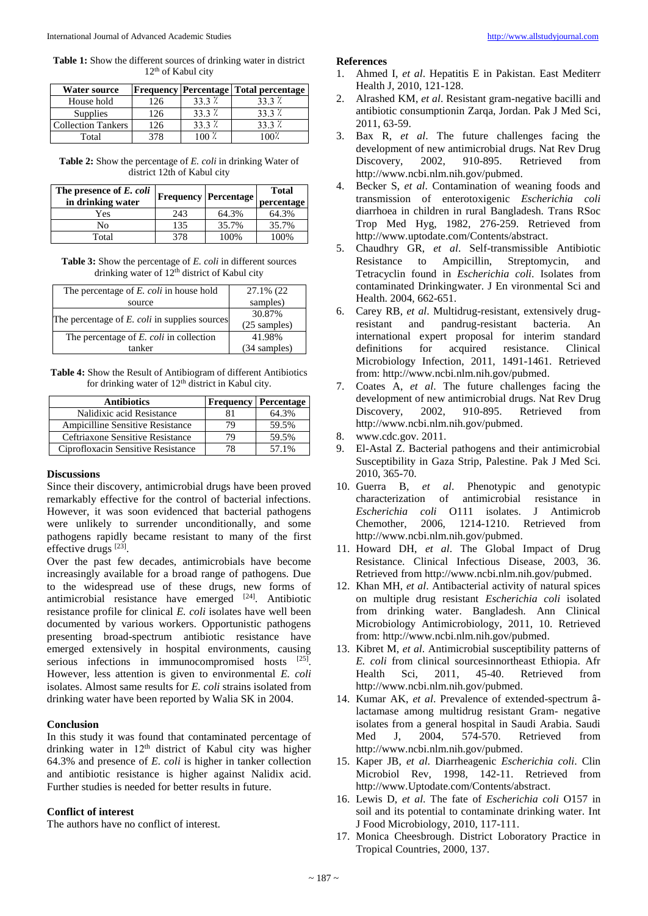**Table 1:** Show the different sources of drinking water in district 12th of Kabul city

| Water source | Frequency | Percentage | Total percentage |
|---|---|---|---|
| House hold | 126 | 33.3 % | 33.3 % |
| Supplies | 126 | 33.3 % | 33.3 % |
| Collection Tankers | 126 | 33.3 % | 33.3 % |
| Total | 378 | 100 % | 100% |

**Table 2:** Show the percentage of *E. coli* in drinking Water of district 12th of Kabul city

| The presence of *E. coli* in drinking water | Frequency | Percentage | Total percentage |
|---|---|---|---|
| Yes | 243 | 64.3% | 64.3% |
| No | 135 | 35.7% | 35.7% |
| Total | 378 | 100% | 100% |

**Table 3:** Show the percentage of *E. coli* in different sources drinking water of 12th district of Kabul city

| | |
|---|---|
| The percentage of *E. coli* in house hold source | 27.1% (22 samples) |
| The percentage of *E. coli* in supplies sources | 30.87% (25 samples) |
| The percentage of *E. coli* in collection tanker | 41.98% (34 samples) |

**Table 4:** Show the Result of Antibiogram of different Antibiotics for drinking water of 12th district in Kabul city.

| Antibiotics | Frequency | Percentage |
|---|---|---|
| Nalidixic acid Resistance | 81 | 64.3% |
| Ampicilline Sensitive Resistance | 79 | 59.5% |
| Ceftriaxone Sensitive Resistance | 79 | 59.5% |
| Ciprofloxacin Sensitive Resistance | 78 | 57.1% |

## Discussions

Since their discovery, antimicrobial drugs have been proved remarkably effective for the control of bacterial infections. However, it was soon evidenced that bacterial pathogens were unlikely to surrender unconditionally, and some pathogens rapidly became resistant to many of the first effective drugs [23].

Over the past few decades, antimicrobials have become increasingly available for a broad range of pathogens. Due to the widespread use of these drugs, new forms of antimicrobial resistance have emerged [24]. Antibiotic resistance profile for clinical *E. coli* isolates have well been documented by various workers. Opportunistic pathogens presenting broad-spectrum antibiotic resistance have emerged extensively in hospital environments, causing serious infections in immunocompromised hosts [25]. However, less attention is given to environmental *E. coli* isolates. Almost same results for *E. coli* strains isolated from drinking water have been reported by Walia SK in 2004.

## Conclusion

In this study it was found that contaminated percentage of drinking water in 12th district of Kabul city was higher 64.3% and presence of *E. coli* is higher in tanker collection and antibiotic resistance is higher against Nalidix acid. Further studies is needed for better results in future.

## Conflict of interest

The authors have no conflict of interest.

## References

1. Ahmed I, *et al*. Hepatitis E in Pakistan. East Mediterr Health J, 2010, 121-128.
2. Alrashed KM, *et al*. Resistant gram-negative bacilli and antibiotic consumptionin Zarqa, Jordan. Pak J Med Sci, 2011, 63-59.
3. Bax R, *et al*. The future challenges facing the development of new antimicrobial drugs. Nat Rev Drug Discovery, 2002, 910-895. Retrieved from http://www.ncbi.nlm.nih.gov/pubmed.
4. Becker S, *et al*. Contamination of weaning foods and transmission of enterotoxigenic *Escherichia coli* diarrhoea in children in rural Bangladesh. Trans RSoc Trop Med Hyg, 1982, 276-259. Retrieved from http://www.uptodate.com/Contents/abstract.
5. Chaudhry GR, *et al*. Self-transmissible Antibiotic Resistance to Ampicillin, Streptomycin, and Tetracyclin found in *Escherichia coli*. Isolates from contaminated Drinkingwater. J En vironmental Sci and Health. 2004, 662-651.
6. Carey RB, *et al*. Multidrug-resistant, extensively drug-resistant and pandrug-resistant bacteria. An international expert proposal for interim standard definitions for acquired resistance. Clinical Microbiology Infection, 2011, 1491-1461. Retrieved from: http://www.ncbi.nlm.nih.gov/pubmed.
7. Coates A, *et al*. The future challenges facing the development of new antimicrobial drugs. Nat Rev Drug Discovery, 2002, 910-895. Retrieved from http://www.ncbi.nlm.nih.gov/pubmed.
8. www.cdc.gov. 2011.
9. El-Astal Z. Bacterial pathogens and their antimicrobial Susceptibility in Gaza Strip, Palestine. Pak J Med Sci. 2010, 365-70.
10. Guerra B, *et al*. Phenotypic and genotypic characterization of antimicrobial resistance in *Escherichia coli* O111 isolates. J Antimicrob Chemother, 2006, 1214-1210. Retrieved from http://www.ncbi.nlm.nih.gov/pubmed.
11. Howard DH, *et al*. The Global Impact of Drug Resistance. Clinical Infectious Disease, 2003, 36. Retrieved from http://www.ncbi.nlm.nih.gov/pubmed.
12. Khan MH, *et al*. Antibacterial activity of natural spices on multiple drug resistant *Escherichia coli* isolated from drinking water. Bangladesh. Ann Clinical Microbiology Antimicrobiology, 2011, 10. Retrieved from: http://www.ncbi.nlm.nih.gov/pubmed.
13. Kibret M, *et al*. Antimicrobial susceptibility patterns of *E. coli* from clinical sourcesinnortheast Ethiopia. Afr Health Sci, 2011, 45-40. Retrieved from http://www.ncbi.nlm.nih.gov/pubmed.
14. Kumar AK, *et al*. Prevalence of extended-spectrum â-lactamase among multidrug resistant Gram- negative isolates from a general hospital in Saudi Arabia. Saudi Med J, 2004, 574-570. Retrieved from http://www.ncbi.nlm.nih.gov/pubmed.
15. Kaper JB, *et al*. Diarrheagenic *Escherichia coli*. Clin Microbiol Rev, 1998, 142-11. Retrieved from http://www.Uptodate.com/Contents/abstract.
16. Lewis D, *et al*. The fate of *Escherichia coli* O157 in soil and its potential to contaminate drinking water. Int J Food Microbiology, 2010, 117-111.
17. Monica Cheesbrough. District Loboratory Practice in Tropical Countries, 2000, 137.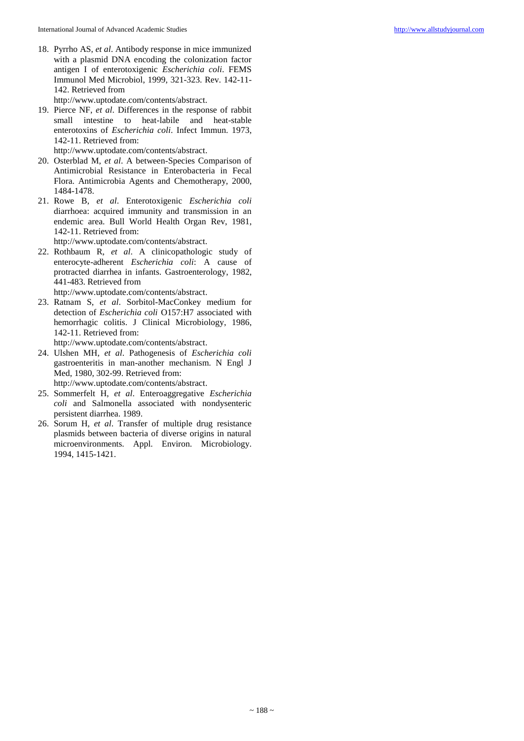18. Pyrrho AS, *et al*. Antibody response in mice immunized with a plasmid DNA encoding the colonization factor antigen I of enterotoxigenic *Escherichia coli*. FEMS Immunol Med Microbiol, 1999, 321-323. Rev. 142-11-142. Retrieved from http://www.uptodate.com/contents/abstract.
19. Pierce NF, *et al*. Differences in the response of rabbit small intestine to heat-labile and heat-stable enterotoxins of *Escherichia coli*. Infect Immun. 1973, 142-11. Retrieved from: http://www.uptodate.com/contents/abstract.
20. Osterblad M, *et al*. A between-Species Comparison of Antimicrobial Resistance in Enterobacteria in Fecal Flora. Antimicrobia Agents and Chemotherapy, 2000, 1484-1478.
21. Rowe B, *et al*. Enterotoxigenic *Escherichia coli* diarrhoea: acquired immunity and transmission in an endemic area. Bull World Health Organ Rev, 1981, 142-11. Retrieved from: http://www.uptodate.com/contents/abstract.
22. Rothbaum R, *et al*. A clinicopathologic study of enterocyte-adherent *Escherichia coli*: A cause of protracted diarrhea in infants. Gastroenterology, 1982, 441-483. Retrieved from http://www.uptodate.com/contents/abstract.
23. Ratnam S, *et al*. Sorbitol-MacConkey medium for detection of *Escherichia coli* O157:H7 associated with hemorrhagic colitis. J Clinical Microbiology, 1986, 142-11. Retrieved from: http://www.uptodate.com/contents/abstract.
24. Ulshen MH, *et al*. Pathogenesis of *Escherichia coli* gastroenteritis in man-another mechanism. N Engl J Med, 1980, 302-99. Retrieved from: http://www.uptodate.com/contents/abstract.
25. Sommerfelt H, *et al*. Enteroaggregative *Escherichia coli* and Salmonella associated with nondysenteric persistent diarrhea. 1989.
26. Sorum H, *et al*. Transfer of multiple drug resistance plasmids between bacteria of diverse origins in natural microenvironments. Appl. Environ. Microbiology. 1994, 1415-1421.